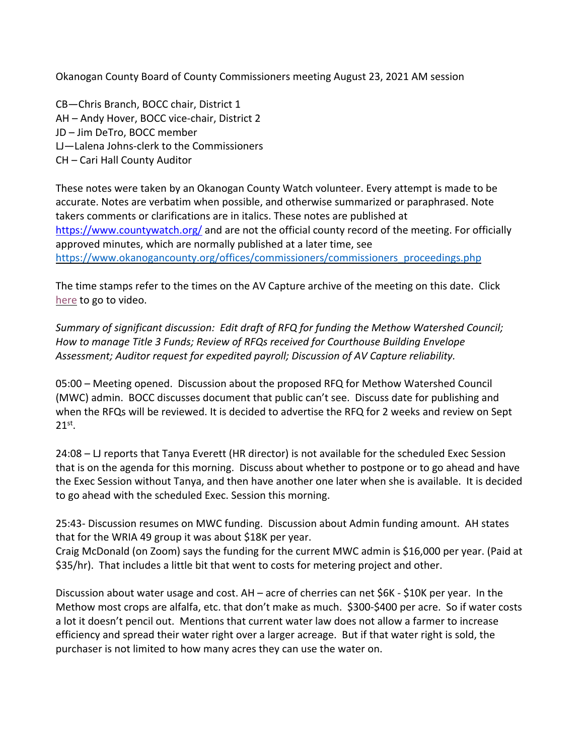Okanogan County Board of County Commissioners meeting August 23, 2021 AM session

CB—Chris Branch, BOCC chair, District 1
AH – Andy Hover, BOCC vice-chair, District 2
JD – Jim DeTro, BOCC member
LJ—Lalena Johns-clerk to the Commissioners
CH – Cari Hall County Auditor

These notes were taken by an Okanogan County Watch volunteer. Every attempt is made to be accurate. Notes are verbatim when possible, and otherwise summarized or paraphrased. Note takers comments or clarifications are in italics. These notes are published at https://www.countywatch.org/ and are not the official county record of the meeting. For officially approved minutes, which are normally published at a later time, see https://www.okanogancounty.org/offices/commissioners/commissioners_proceedings.php

The time stamps refer to the times on the AV Capture archive of the meeting on this date. Click here to go to video.

*Summary of significant discussion: Edit draft of RFQ for funding the Methow Watershed Council; How to manage Title 3 Funds; Review of RFQs received for Courthouse Building Envelope Assessment; Auditor request for expedited payroll; Discussion of AV Capture reliability.*

05:00 – Meeting opened. Discussion about the proposed RFQ for Methow Watershed Council (MWC) admin. BOCC discusses document that public can't see. Discuss date for publishing and when the RFQs will be reviewed. It is decided to advertise the RFQ for 2 weeks and review on Sept 21st.

24:08 – LJ reports that Tanya Everett (HR director) is not available for the scheduled Exec Session that is on the agenda for this morning. Discuss about whether to postpone or to go ahead and have the Exec Session without Tanya, and then have another one later when she is available. It is decided to go ahead with the scheduled Exec. Session this morning.

25:43- Discussion resumes on MWC funding. Discussion about Admin funding amount. AH states that for the WRIA 49 group it was about $18K per year.
Craig McDonald (on Zoom) says the funding for the current MWC admin is $16,000 per year. (Paid at $35/hr). That includes a little bit that went to costs for metering project and other.

Discussion about water usage and cost. AH – acre of cherries can net $6K - $10K per year. In the Methow most crops are alfalfa, etc. that don't make as much. $300-$400 per acre. So if water costs a lot it doesn't pencil out. Mentions that current water law does not allow a farmer to increase efficiency and spread their water right over a larger acreage. But if that water right is sold, the purchaser is not limited to how many acres they can use the water on.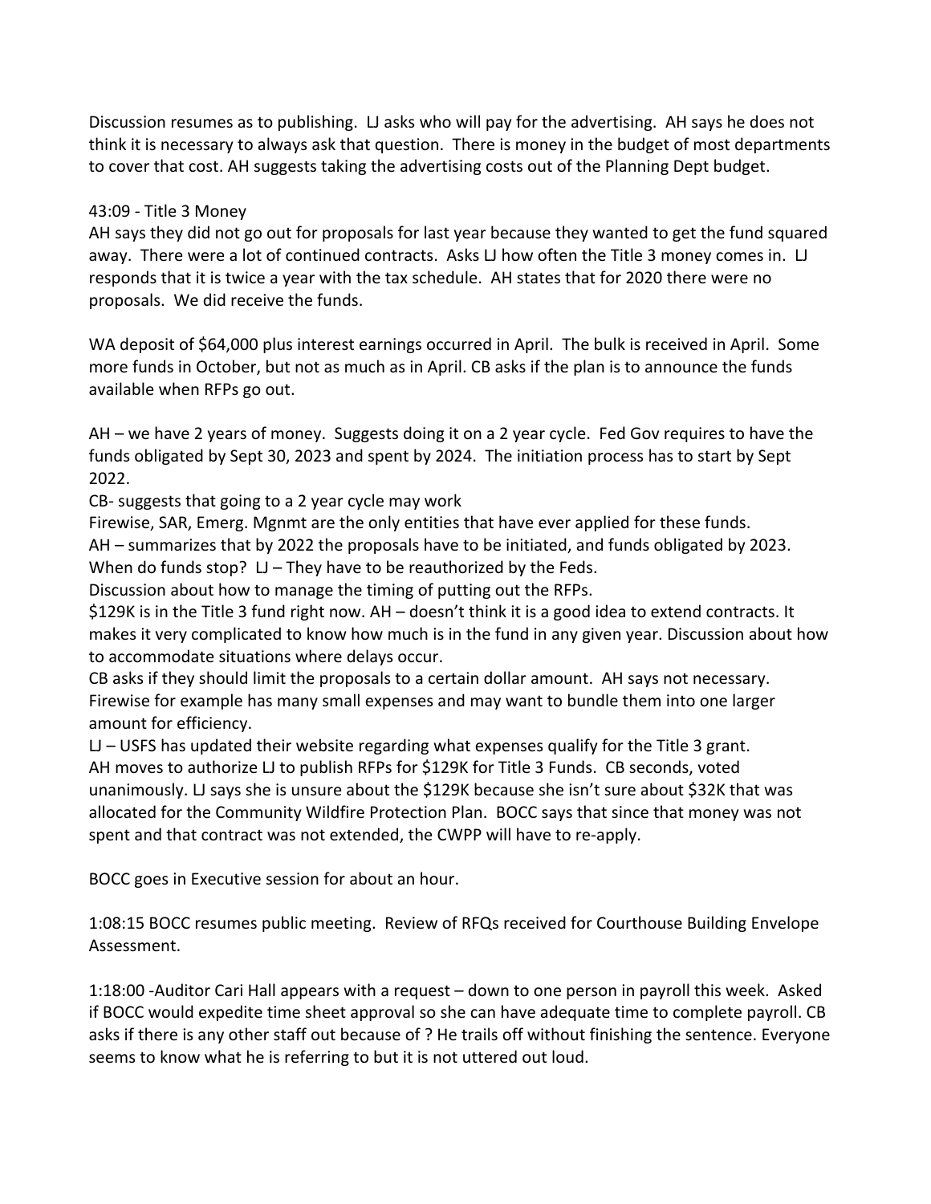Discussion resumes as to publishing. LJ asks who will pay for the advertising. AH says he does not think it is necessary to always ask that question. There is money in the budget of most departments to cover that cost. AH suggests taking the advertising costs out of the Planning Dept budget.

43:09 - Title 3 Money

AH says they did not go out for proposals for last year because they wanted to get the fund squared away. There were a lot of continued contracts. Asks LJ how often the Title 3 money comes in. LJ responds that it is twice a year with the tax schedule. AH states that for 2020 there were no proposals. We did receive the funds.

WA deposit of $64,000 plus interest earnings occurred in April. The bulk is received in April. Some more funds in October, but not as much as in April. CB asks if the plan is to announce the funds available when RFPs go out.

AH – we have 2 years of money. Suggests doing it on a 2 year cycle. Fed Gov requires to have the funds obligated by Sept 30, 2023 and spent by 2024. The initiation process has to start by Sept 2022.

CB- suggests that going to a 2 year cycle may work

Firewise, SAR, Emerg. Mgnmt are the only entities that have ever applied for these funds.

AH – summarizes that by 2022 the proposals have to be initiated, and funds obligated by 2023. When do funds stop? LJ – They have to be reauthorized by the Feds.

Discussion about how to manage the timing of putting out the RFPs.

$129K is in the Title 3 fund right now. AH – doesn't think it is a good idea to extend contracts. It makes it very complicated to know how much is in the fund in any given year. Discussion about how to accommodate situations where delays occur.

CB asks if they should limit the proposals to a certain dollar amount. AH says not necessary. Firewise for example has many small expenses and may want to bundle them into one larger amount for efficiency.

LJ – USFS has updated their website regarding what expenses qualify for the Title 3 grant.

AH moves to authorize LJ to publish RFPs for $129K for Title 3 Funds. CB seconds, voted unanimously. LJ says she is unsure about the $129K because she isn't sure about $32K that was allocated for the Community Wildfire Protection Plan. BOCC says that since that money was not spent and that contract was not extended, the CWPP will have to re-apply.

BOCC goes in Executive session for about an hour.

1:08:15 BOCC resumes public meeting. Review of RFQs received for Courthouse Building Envelope Assessment.

1:18:00 -Auditor Cari Hall appears with a request – down to one person in payroll this week. Asked if BOCC would expedite time sheet approval so she can have adequate time to complete payroll. CB asks if there is any other staff out because of ? He trails off without finishing the sentence. Everyone seems to know what he is referring to but it is not uttered out loud.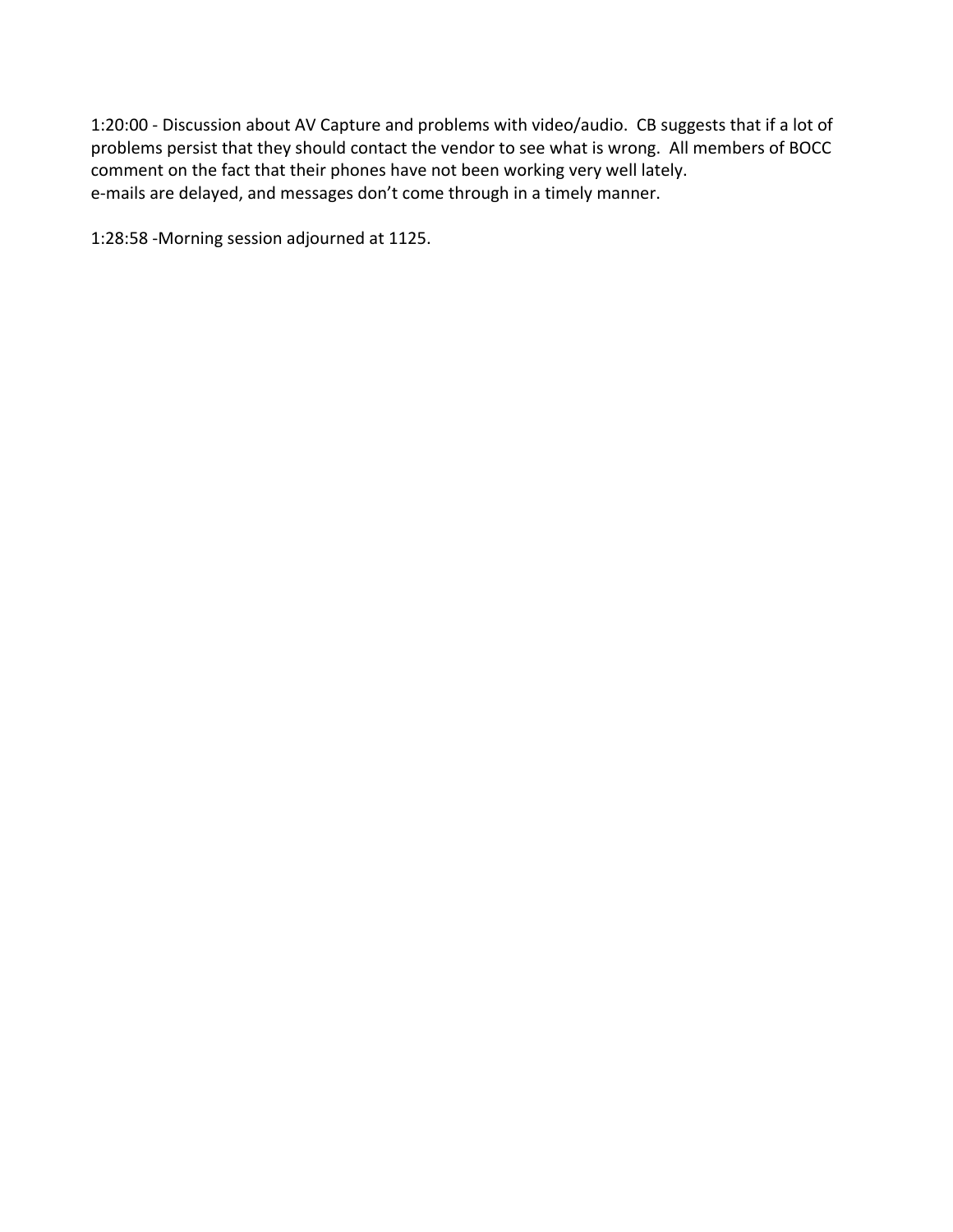1:20:00 - Discussion about AV Capture and problems with video/audio. CB suggests that if a lot of problems persist that they should contact the vendor to see what is wrong. All members of BOCC comment on the fact that their phones have not been working very well lately.
e-mails are delayed, and messages don't come through in a timely manner.

1:28:58 -Morning session adjourned at 1125.